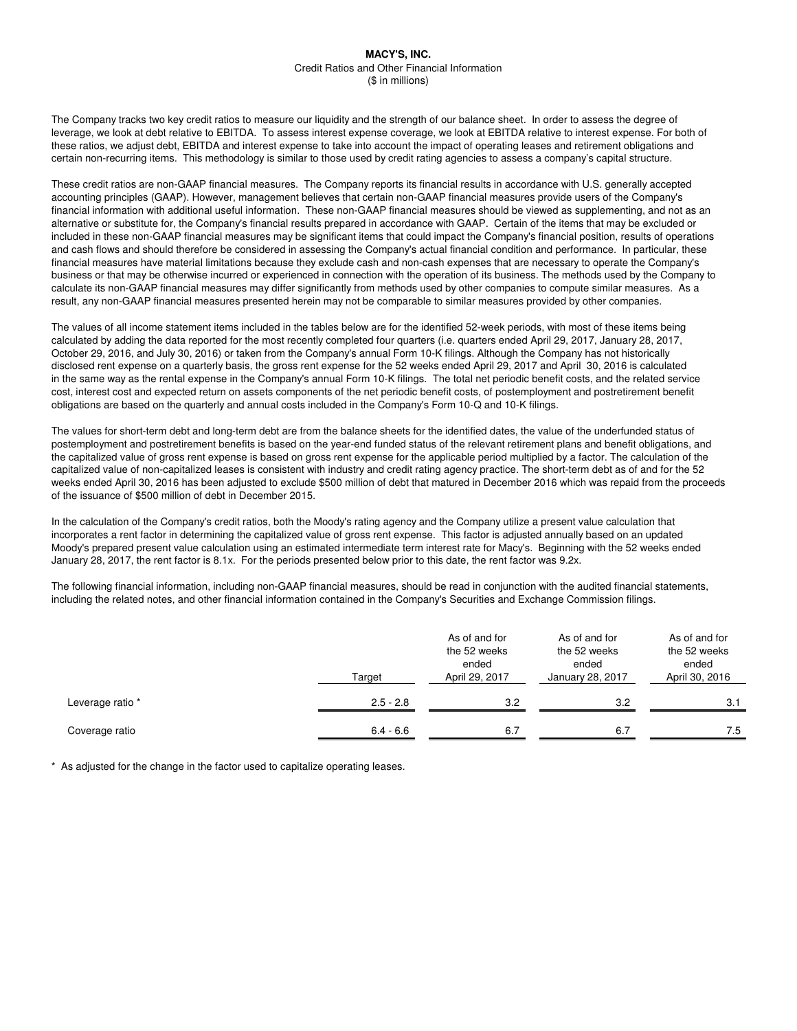# MACY'S, INC.

Credit Ratios and Other Financial Information
($ in millions)

The Company tracks two key credit ratios to measure our liquidity and the strength of our balance sheet. In order to assess the degree of leverage, we look at debt relative to EBITDA. To assess interest expense coverage, we look at EBITDA relative to interest expense. For both of these ratios, we adjust debt, EBITDA and interest expense to take into account the impact of operating leases and retirement obligations and certain non-recurring items. This methodology is similar to those used by credit rating agencies to assess a company's capital structure.

These credit ratios are non-GAAP financial measures. The Company reports its financial results in accordance with U.S. generally accepted accounting principles (GAAP). However, management believes that certain non-GAAP financial measures provide users of the Company's financial information with additional useful information. These non-GAAP financial measures should be viewed as supplementing, and not as an alternative or substitute for, the Company's financial results prepared in accordance with GAAP. Certain of the items that may be excluded or included in these non-GAAP financial measures may be significant items that could impact the Company's financial position, results of operations and cash flows and should therefore be considered in assessing the Company's actual financial condition and performance. In particular, these financial measures have material limitations because they exclude cash and non-cash expenses that are necessary to operate the Company's business or that may be otherwise incurred or experienced in connection with the operation of its business. The methods used by the Company to calculate its non-GAAP financial measures may differ significantly from methods used by other companies to compute similar measures. As a result, any non-GAAP financial measures presented herein may not be comparable to similar measures provided by other companies.

The values of all income statement items included in the tables below are for the identified 52-week periods, with most of these items being calculated by adding the data reported for the most recently completed four quarters (i.e. quarters ended April 29, 2017, January 28, 2017, October 29, 2016, and July 30, 2016) or taken from the Company's annual Form 10-K filings. Although the Company has not historically disclosed rent expense on a quarterly basis, the gross rent expense for the 52 weeks ended April 29, 2017 and April 30, 2016 is calculated in the same way as the rental expense in the Company's annual Form 10-K filings. The total net periodic benefit costs, and the related service cost, interest cost and expected return on assets components of the net periodic benefit costs, of postemployment and postretirement benefit obligations are based on the quarterly and annual costs included in the Company's Form 10-Q and 10-K filings.

The values for short-term debt and long-term debt are from the balance sheets for the identified dates, the value of the underfunded status of postemployment and postretirement benefits is based on the year-end funded status of the relevant retirement plans and benefit obligations, and the capitalized value of gross rent expense is based on gross rent expense for the applicable period multiplied by a factor. The calculation of the capitalized value of non-capitalized leases is consistent with industry and credit rating agency practice. The short-term debt as of and for the 52 weeks ended April 30, 2016 has been adjusted to exclude $500 million of debt that matured in December 2016 which was repaid from the proceeds of the issuance of $500 million of debt in December 2015.

In the calculation of the Company's credit ratios, both the Moody's rating agency and the Company utilize a present value calculation that incorporates a rent factor in determining the capitalized value of gross rent expense. This factor is adjusted annually based on an updated Moody's prepared present value calculation using an estimated intermediate term interest rate for Macy's. Beginning with the 52 weeks ended January 28, 2017, the rent factor is 8.1x. For the periods presented below prior to this date, the rent factor was 9.2x.

The following financial information, including non-GAAP financial measures, should be read in conjunction with the audited financial statements, including the related notes, and other financial information contained in the Company's Securities and Exchange Commission filings.

| | Target | As of and for the 52 weeks ended April 29, 2017 | As of and for the 52 weeks ended January 28, 2017 | As of and for the 52 weeks ended April 30, 2016 |
|---|---|---|---|---|
| Leverage ratio * | 2.5 - 2.8 | 3.2 | 3.2 | 3.1 |
| Coverage ratio | 6.4 - 6.6 | 6.7 | 6.7 | 7.5 |

* As adjusted for the change in the factor used to capitalize operating leases.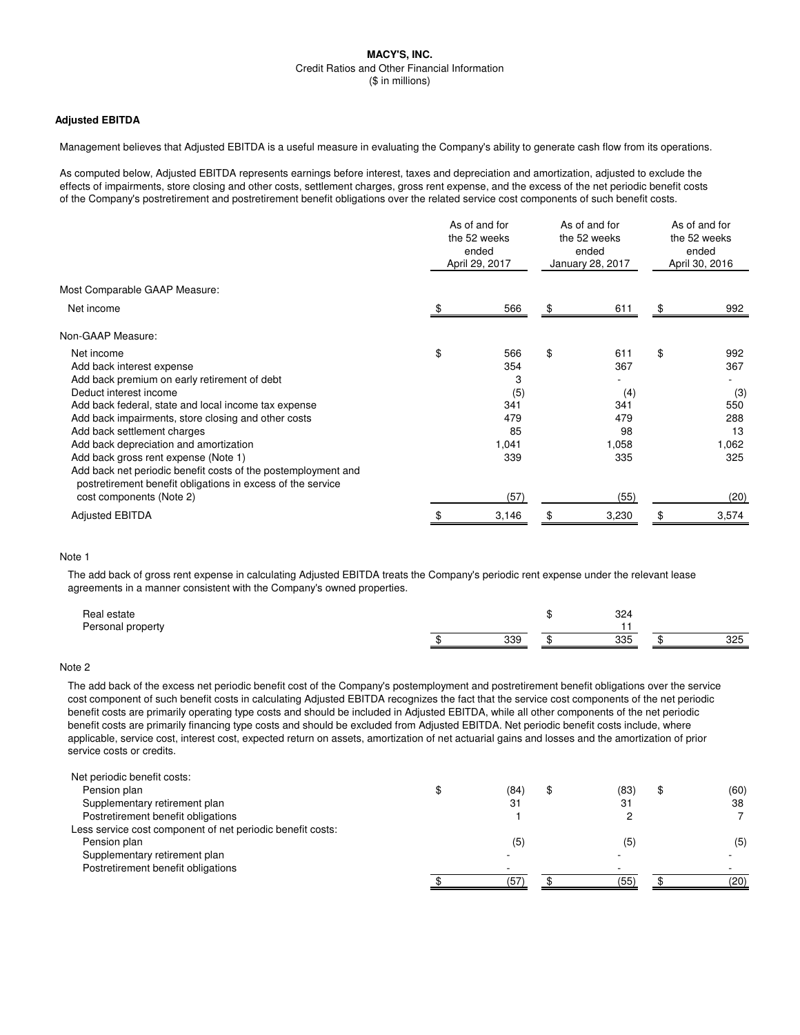**MACY'S, INC.**
Credit Ratios and Other Financial Information
($ in millions)

**Adjusted EBITDA**

Management believes that Adjusted EBITDA is a useful measure in evaluating the Company's ability to generate cash flow from its operations.

As computed below, Adjusted EBITDA represents earnings before interest, taxes and depreciation and amortization, adjusted to exclude the effects of impairments, store closing and other costs, settlement charges, gross rent expense, and the excess of the net periodic benefit costs of the Company's postretirement and postretirement benefit obligations over the related service cost components of such benefit costs.

| | As of and for the 52 weeks ended April 29, 2017 | As of and for the 52 weeks ended January 28, 2017 | As of and for the 52 weeks ended April 30, 2016 |
|---|---|---|---|
| Most Comparable GAAP Measure: | | | |
| Net income | $ 566 | $ 611 | $ 992 |
| Non-GAAP Measure: | | | |
| Net income | $ 566 | $ 611 | $ 992 |
| Add back interest expense | 354 | 367 | 367 |
| Add back premium on early retirement of debt | 3 | - | - |
| Deduct interest income | (5) | (4) | (3) |
| Add back federal, state and local income tax expense | 341 | 341 | 550 |
| Add back impairments, store closing and other costs | 479 | 479 | 288 |
| Add back settlement charges | 85 | 98 | 13 |
| Add back depreciation and amortization | 1,041 | 1,058 | 1,062 |
| Add back gross rent expense (Note 1) | 339 | 335 | 325 |
| Add back net periodic benefit costs of the postemployment and postretirement benefit obligations in excess of the service cost components (Note 2) | (57) | (55) | (20) |
| Adjusted EBITDA | $ 3,146 | $ 3,230 | $ 3,574 |

Note 1

The add back of gross rent expense in calculating Adjusted EBITDA treats the Company's periodic rent expense under the relevant lease agreements in a manner consistent with the Company's owned properties.

| | | | |
|---|---|---|---|
| Real estate | | $ 324 | |
| Personal property | | 11 | |
| | $ 339 | $ 335 | $ 325 |

Note 2

The add back of the excess net periodic benefit cost of the Company's postemployment and postretirement benefit obligations over the service cost component of such benefit costs in calculating Adjusted EBITDA recognizes the fact that the service cost components of the net periodic benefit costs are primarily operating type costs and should be included in Adjusted EBITDA, while all other components of the net periodic benefit costs are primarily financing type costs and should be excluded from Adjusted EBITDA. Net periodic benefit costs include, where applicable, service cost, interest cost, expected return on assets, amortization of net actuarial gains and losses and the amortization of prior service costs or credits.

| | | | |
|---|---|---|---|
| Net periodic benefit costs: | | | |
| Pension plan | $ (84) | $ (83) | $ (60) |
| Supplementary retirement plan | 31 | 31 | 38 |
| Postretirement benefit obligations | 1 | 2 | 7 |
| Less service cost component of net periodic benefit costs: | | | |
| Pension plan | (5) | (5) | (5) |
| Supplementary retirement plan | - | - | - |
| Postretirement benefit obligations | - | - | - |
| | $ (57) | $ (55) | $ (20) |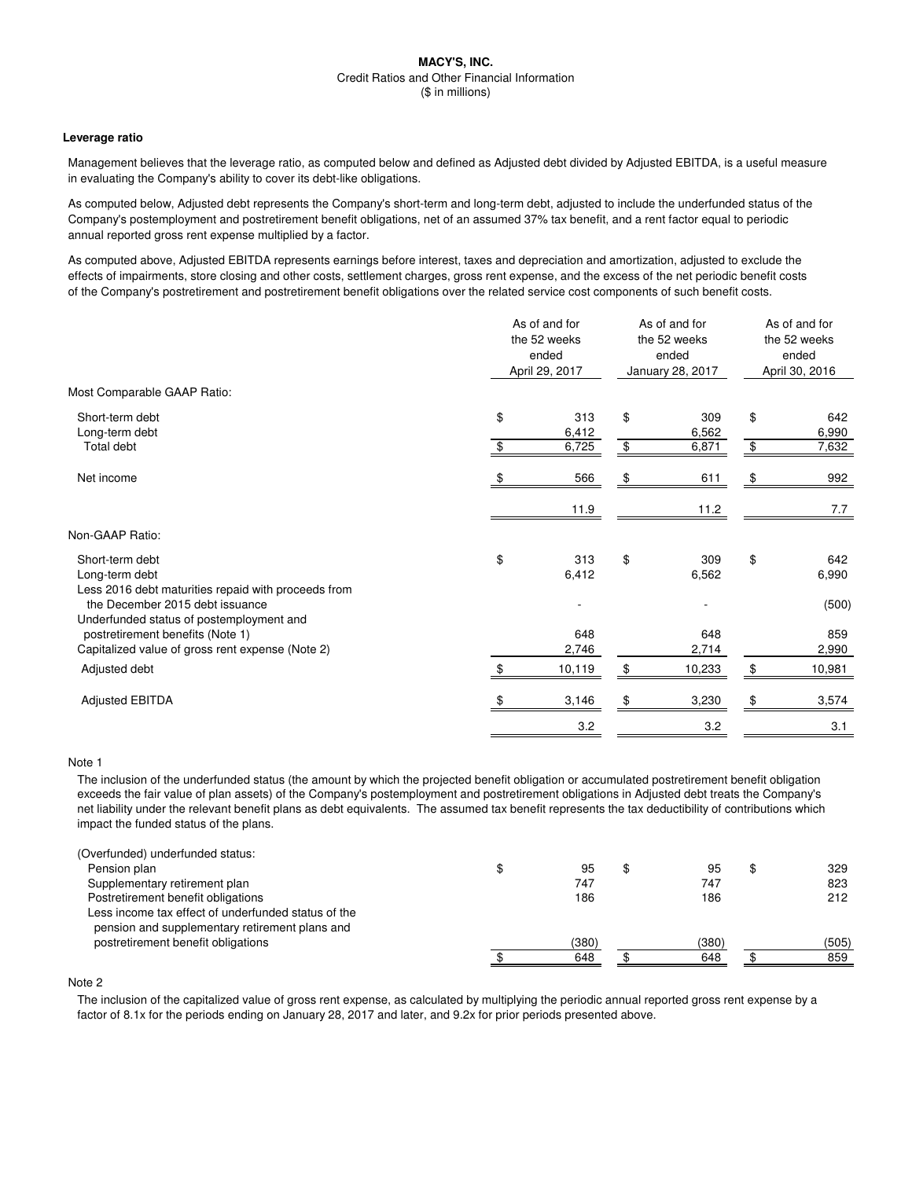**MACY'S, INC.**
Credit Ratios and Other Financial Information
($ in millions)

**Leverage ratio**

Management believes that the leverage ratio, as computed below and defined as Adjusted debt divided by Adjusted EBITDA, is a useful measure in evaluating the Company's ability to cover its debt-like obligations.

As computed below, Adjusted debt represents the Company's short-term and long-term debt, adjusted to include the underfunded status of the Company's postemployment and postretirement benefit obligations, net of an assumed 37% tax benefit, and a rent factor equal to periodic annual reported gross rent expense multiplied by a factor.

As computed above, Adjusted EBITDA represents earnings before interest, taxes and depreciation and amortization, adjusted to exclude the effects of impairments, store closing and other costs, settlement charges, gross rent expense, and the excess of the net periodic benefit costs of the Company's postretirement and postretirement benefit obligations over the related service cost components of such benefit costs.

| | As of and for the 52 weeks ended April 29, 2017 | As of and for the 52 weeks ended January 28, 2017 | As of and for the 52 weeks ended April 30, 2016 |
|---|---|---|---|
| Most Comparable GAAP Ratio: | | | |
| Short-term debt | $ 313 | $ 309 | $ 642 |
| Long-term debt | 6,412 | 6,562 | 6,990 |
| Total debt | $ 6,725 | $ 6,871 | $ 7,632 |
| Net income | $ 566 | $ 611 | $ 992 |
| | 11.9 | 11.2 | 7.7 |
| Non-GAAP Ratio: | | | |
| Short-term debt | $ 313 | $ 309 | $ 642 |
| Long-term debt | 6,412 | 6,562 | 6,990 |
| Less 2016 debt maturities repaid with proceeds from the December 2015 debt issuance | - | - | (500) |
| Underfunded status of postemployment and postretirement benefits (Note 1) | 648 | 648 | 859 |
| Capitalized value of gross rent expense (Note 2) | 2,746 | 2,714 | 2,990 |
| Adjusted debt | $ 10,119 | $ 10,233 | $ 10,981 |
| Adjusted EBITDA | $ 3,146 | $ 3,230 | $ 3,574 |
| | 3.2 | 3.2 | 3.1 |

Note 1

The inclusion of the underfunded status (the amount by which the projected benefit obligation or accumulated postretirement benefit obligation exceeds the fair value of plan assets) of the Company's postemployment and postretirement obligations in Adjusted debt treats the Company's net liability under the relevant benefit plans as debt equivalents. The assumed tax benefit represents the tax deductibility of contributions which impact the funded status of the plans.

| | | | |
|---|---|---|---|
| (Overfunded) underfunded status: | | | |
| Pension plan | $ 95 | $ 95 | $ 329 |
| Supplementary retirement plan | 747 | 747 | 823 |
| Postretirement benefit obligations | 186 | 186 | 212 |
| Less income tax effect of underfunded status of the pension and supplementary retirement plans and postretirement benefit obligations | (380) | (380) | (505) |
| | $ 648 | $ 648 | $ 859 |

Note 2

The inclusion of the capitalized value of gross rent expense, as calculated by multiplying the periodic annual reported gross rent expense by a factor of 8.1x for the periods ending on January 28, 2017 and later, and 9.2x for prior periods presented above.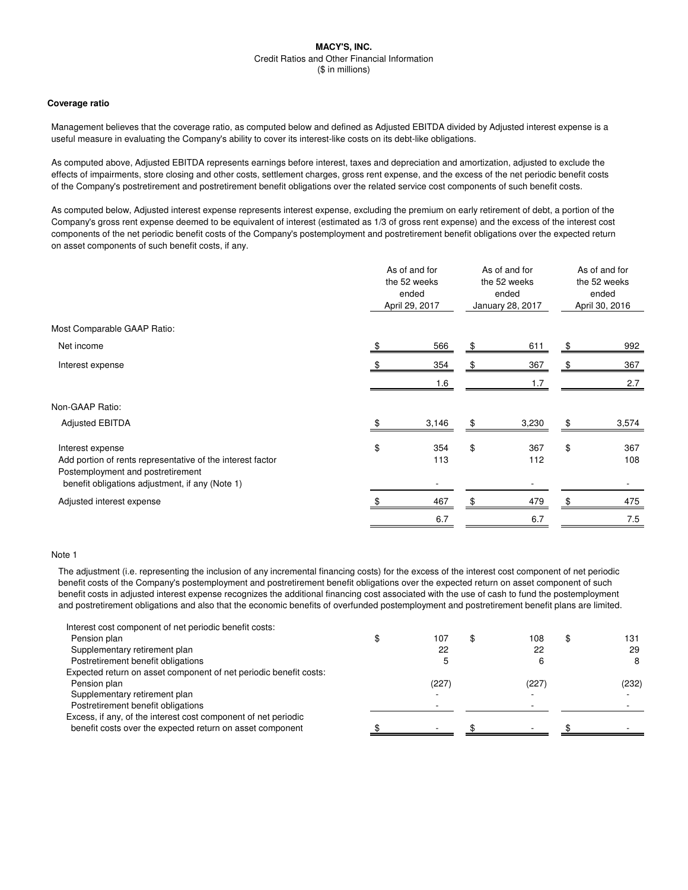**MACY'S, INC.**
Credit Ratios and Other Financial Information
($ in millions)

**Coverage ratio**

Management believes that the coverage ratio, as computed below and defined as Adjusted EBITDA divided by Adjusted interest expense is a useful measure in evaluating the Company's ability to cover its interest-like costs on its debt-like obligations.

As computed above, Adjusted EBITDA represents earnings before interest, taxes and depreciation and amortization, adjusted to exclude the effects of impairments, store closing and other costs, settlement charges, gross rent expense, and the excess of the net periodic benefit costs of the Company's postretirement and postretirement benefit obligations over the related service cost components of such benefit costs.

As computed below, Adjusted interest expense represents interest expense, excluding the premium on early retirement of debt, a portion of the Company's gross rent expense deemed to be equivalent of interest (estimated as 1/3 of gross rent expense) and the excess of the interest cost components of the net periodic benefit costs of the Company's postemployment and postretirement benefit obligations over the expected return on asset components of such benefit costs, if any.

| | As of and for the 52 weeks ended April 29, 2017 | As of and for the 52 weeks ended January 28, 2017 | As of and for the 52 weeks ended April 30, 2016 |
|---|---|---|---|
| Most Comparable GAAP Ratio: | | | |
| Net income | $ 566 | $ 611 | $ 992 |
| Interest expense | $ 354 | $ 367 | $ 367 |
| | 1.6 | 1.7 | 2.7 |
| Non-GAAP Ratio: | | | |
| Adjusted EBITDA | $ 3,146 | $ 3,230 | $ 3,574 |
| Interest expense | $ 354 | $ 367 | $ 367 |
| Add portion of rents representative of the interest factor | 113 | 112 | 108 |
| Postemployment and postretirement benefit obligations adjustment, if any (Note 1) | - | - | - |
| Adjusted interest expense | $ 467 | $ 479 | $ 475 |
| | 6.7 | 6.7 | 7.5 |

Note 1

The adjustment (i.e. representing the inclusion of any incremental financing costs) for the excess of the interest cost component of net periodic benefit costs of the Company's postemployment and postretirement benefit obligations over the expected return on asset component of such benefit costs in adjusted interest expense recognizes the additional financing cost associated with the use of cash to fund the postemployment and postretirement obligations and also that the economic benefits of overfunded postemployment and postretirement benefit plans are limited.

| | | | |
|---|---|---|---|
| Interest cost component of net periodic benefit costs: | | | |
| Pension plan | $ 107 | $ 108 | $ 131 |
| Supplementary retirement plan | 22 | 22 | 29 |
| Postretirement benefit obligations | 5 | 6 | 8 |
| Expected return on asset component of net periodic benefit costs: | | | |
| Pension plan | (227) | (227) | (232) |
| Supplementary retirement plan | - | - | - |
| Postretirement benefit obligations | - | - | - |
| Excess, if any, of the interest cost component of net periodic benefit costs over the expected return on asset component | $ - | $ - | $ - |